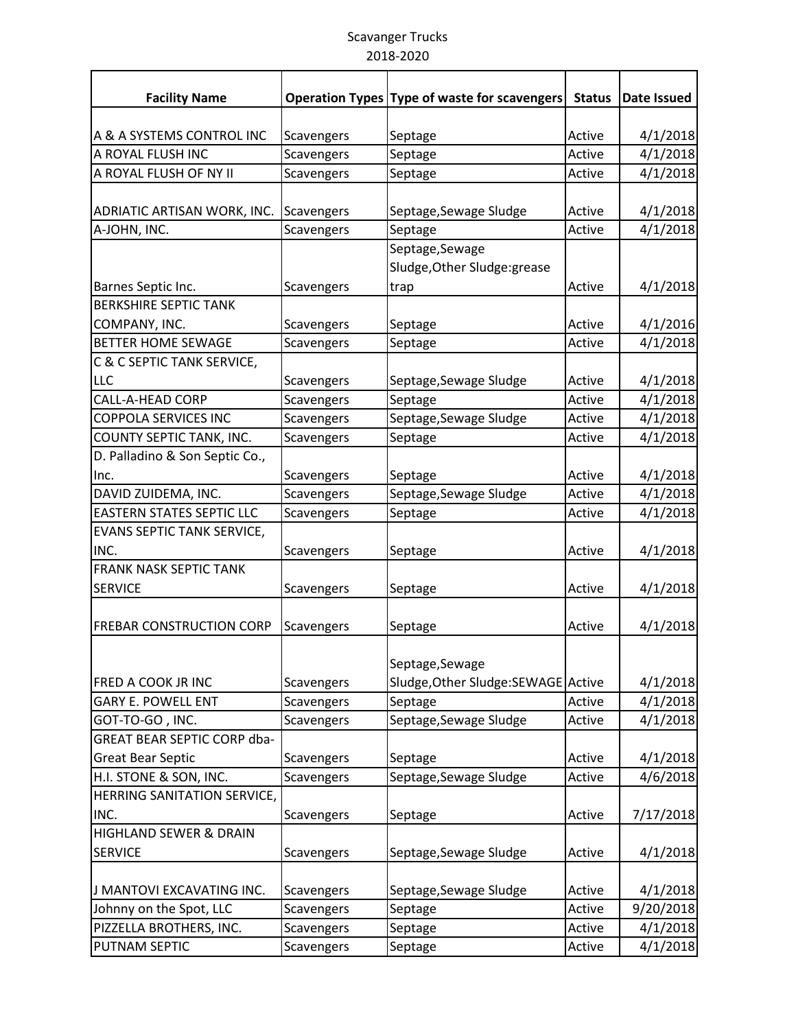# Scavanger Trucks
## 2018-2020

| Facility Name | Operation Types | Type of waste for scavengers | Status | Date Issued |
|---|---|---|---|---|
| A & A SYSTEMS CONTROL INC | Scavengers | Septage | Active | 4/1/2018 |
| A ROYAL FLUSH INC | Scavengers | Septage | Active | 4/1/2018 |
| A ROYAL FLUSH OF NY II | Scavengers | Septage | Active | 4/1/2018 |
| ADRIATIC ARTISAN WORK, INC. | Scavengers | Septage,Sewage Sludge | Active | 4/1/2018 |
| A-JOHN, INC. | Scavengers | Septage | Active | 4/1/2018 |
| Barnes Septic Inc. | Scavengers | Septage,Sewage Sludge,Other Sludge:grease trap | Active | 4/1/2018 |
| BERKSHIRE SEPTIC TANK COMPANY, INC. | Scavengers | Septage | Active | 4/1/2016 |
| BETTER HOME SEWAGE | Scavengers | Septage | Active | 4/1/2018 |
| C & C SEPTIC TANK SERVICE, LLC | Scavengers | Septage,Sewage Sludge | Active | 4/1/2018 |
| CALL-A-HEAD CORP | Scavengers | Septage | Active | 4/1/2018 |
| COPPOLA SERVICES INC | Scavengers | Septage,Sewage Sludge | Active | 4/1/2018 |
| COUNTY SEPTIC TANK, INC. | Scavengers | Septage | Active | 4/1/2018 |
| D. Palladino & Son Septic Co., Inc. | Scavengers | Septage | Active | 4/1/2018 |
| DAVID ZUIDEMA, INC. | Scavengers | Septage,Sewage Sludge | Active | 4/1/2018 |
| EASTERN STATES SEPTIC LLC | Scavengers | Septage | Active | 4/1/2018 |
| EVANS SEPTIC TANK SERVICE, INC. | Scavengers | Septage | Active | 4/1/2018 |
| FRANK NASK SEPTIC TANK SERVICE | Scavengers | Septage | Active | 4/1/2018 |
| FREBAR CONSTRUCTION CORP | Scavengers | Septage | Active | 4/1/2018 |
| FRED A COOK JR INC | Scavengers | Septage,Sewage Sludge,Other Sludge:SEWAGE | Active | 4/1/2018 |
| GARY E. POWELL ENT | Scavengers | Septage | Active | 4/1/2018 |
| GOT-TO-GO , INC. | Scavengers | Septage,Sewage Sludge | Active | 4/1/2018 |
| GREAT BEAR SEPTIC CORP dba-Great Bear Septic | Scavengers | Septage | Active | 4/1/2018 |
| H.I. STONE & SON, INC. | Scavengers | Septage,Sewage Sludge | Active | 4/6/2018 |
| HERRING SANITATION SERVICE, INC. | Scavengers | Septage | Active | 7/17/2018 |
| HIGHLAND SEWER & DRAIN SERVICE | Scavengers | Septage,Sewage Sludge | Active | 4/1/2018 |
| J MANTOVI EXCAVATING INC. | Scavengers | Septage,Sewage Sludge | Active | 4/1/2018 |
| Johnny on the Spot, LLC | Scavengers | Septage | Active | 9/20/2018 |
| PIZZELLA BROTHERS, INC. | Scavengers | Septage | Active | 4/1/2018 |
| PUTNAM SEPTIC | Scavengers | Septage | Active | 4/1/2018 |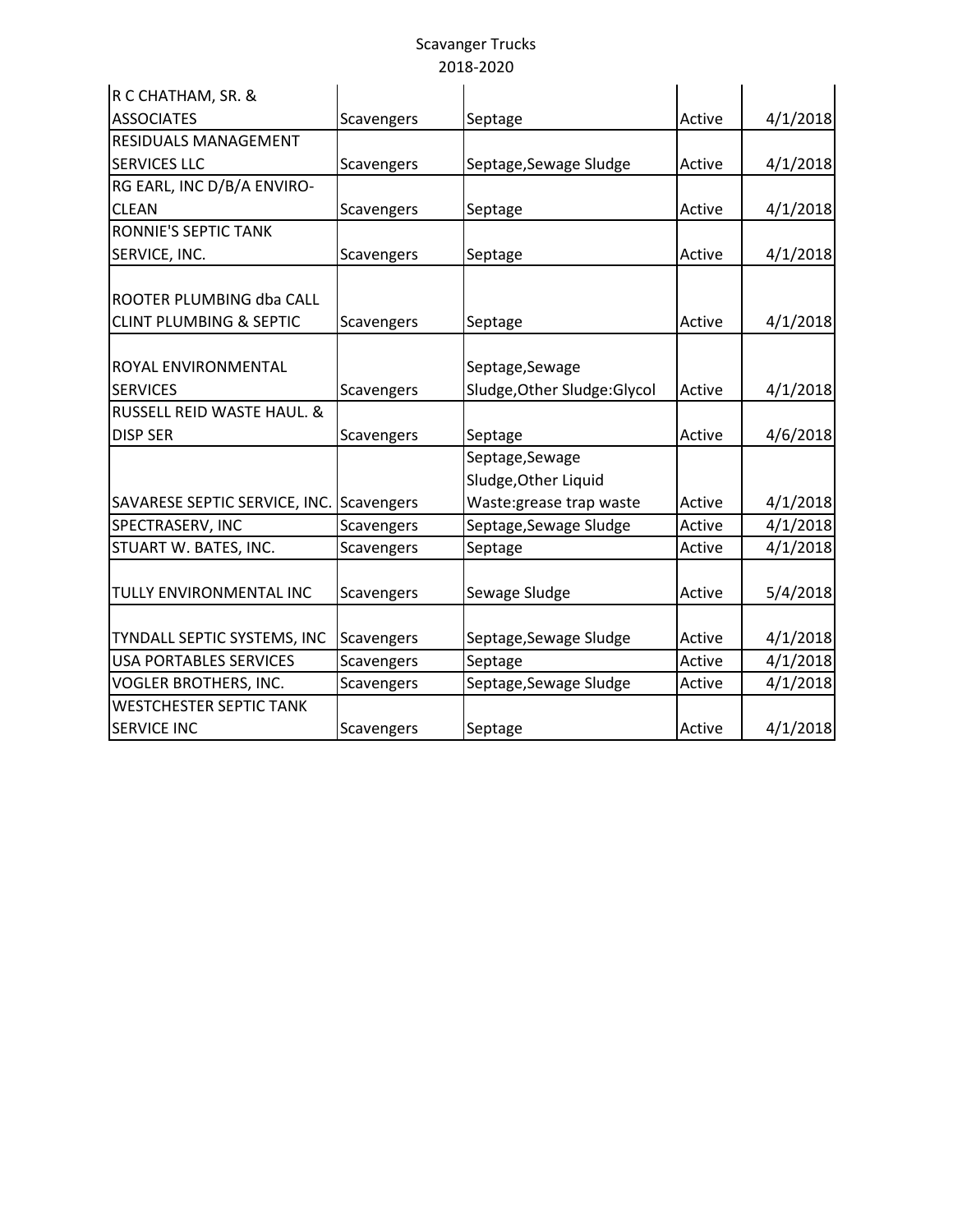Scavanger Trucks
2018-2020

| | | | | |
|---|---|---|---|---|
| R C CHATHAM, SR. & ASSOCIATES | Scavengers | Septage | Active | 4/1/2018 |
| RESIDUALS MANAGEMENT SERVICES LLC | Scavengers | Septage,Sewage Sludge | Active | 4/1/2018 |
| RG EARL, INC D/B/A ENVIRO-CLEAN | Scavengers | Septage | Active | 4/1/2018 |
| RONNIE'S SEPTIC TANK SERVICE, INC. | Scavengers | Septage | Active | 4/1/2018 |
| ROOTER PLUMBING dba CALL CLINT PLUMBING & SEPTIC | Scavengers | Septage | Active | 4/1/2018 |
| ROYAL ENVIRONMENTAL SERVICES | Scavengers | Septage,Sewage Sludge,Other Sludge:Glycol | Active | 4/1/2018 |
| RUSSELL REID WASTE HAUL. & DISP SER | Scavengers | Septage | Active | 4/6/2018 |
| SAVARESE SEPTIC SERVICE, INC. | Scavengers | Septage,Sewage Sludge,Other Liquid Waste:grease trap waste | Active | 4/1/2018 |
| SPECTRASERV, INC | Scavengers | Septage,Sewage Sludge | Active | 4/1/2018 |
| STUART W. BATES, INC. | Scavengers | Septage | Active | 4/1/2018 |
| TULLY ENVIRONMENTAL INC | Scavengers | Sewage Sludge | Active | 5/4/2018 |
| TYNDALL SEPTIC SYSTEMS, INC | Scavengers | Septage,Sewage Sludge | Active | 4/1/2018 |
| USA PORTABLES SERVICES | Scavengers | Septage | Active | 4/1/2018 |
| VOGLER BROTHERS, INC. | Scavengers | Septage,Sewage Sludge | Active | 4/1/2018 |
| WESTCHESTER SEPTIC TANK SERVICE INC | Scavengers | Septage | Active | 4/1/2018 |